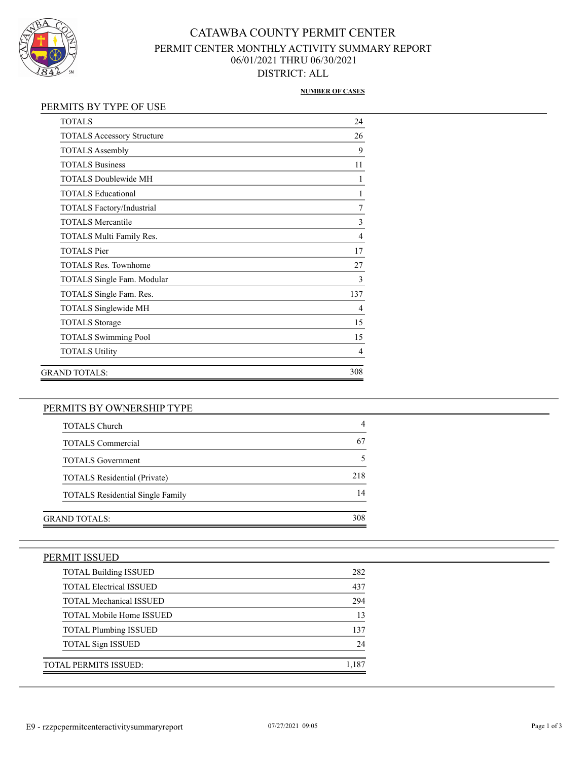# CATAWBA COUNTY PERMIT CENTER

## PERMIT CENTER MONTHLY ACTIVITY SUMMARY REPORT

06/01/2021 THRU 06/30/2021

DISTRICT: ALL

### PERMITS BY TYPE OF USE

| | NUMBER OF CASES |
|---|---|
| TOTALS | 24 |
| TOTALS Accessory Structure | 26 |
| TOTALS Assembly | 9 |
| TOTALS Business | 11 |
| TOTALS Doublewide MH | 1 |
| TOTALS Educational | 1 |
| TOTALS Factory/Industrial | 7 |
| TOTALS Mercantile | 3 |
| TOTALS Multi Family Res. | 4 |
| TOTALS Pier | 17 |
| TOTALS Res. Townhome | 27 |
| TOTALS Single Fam. Modular | 3 |
| TOTALS Single Fam. Res. | 137 |
| TOTALS Singlewide MH | 4 |
| TOTALS Storage | 15 |
| TOTALS Swimming Pool | 15 |
| TOTALS Utility | 4 |
| GRAND TOTALS: | 308 |

### PERMITS BY OWNERSHIP TYPE

| | |
|---|---|
| TOTALS Church | 4 |
| TOTALS Commercial | 67 |
| TOTALS Government | 5 |
| TOTALS Residential (Private) | 218 |
| TOTALS Residential Single Family | 14 |
| GRAND TOTALS: | 308 |

### PERMIT ISSUED

| | |
|---|---|
| TOTAL Building ISSUED | 282 |
| TOTAL Electrical ISSUED | 437 |
| TOTAL Mechanical ISSUED | 294 |
| TOTAL Mobile Home ISSUED | 13 |
| TOTAL Plumbing ISSUED | 137 |
| TOTAL Sign ISSUED | 24 |
| TOTAL PERMITS ISSUED: | 1,187 |

E9 - rzzpcpermitcenteractivitysummaryreport 07/27/2021 09:05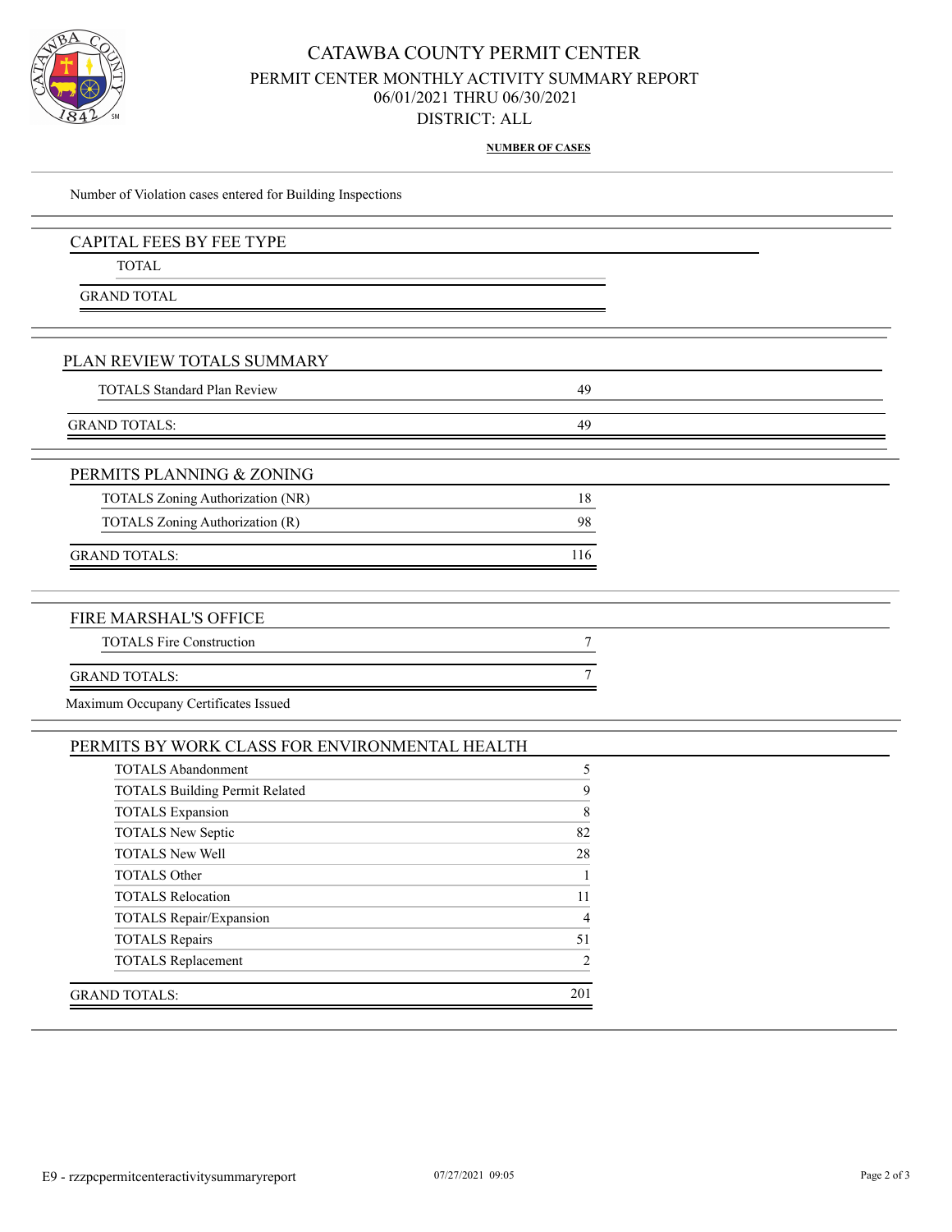# CATAWBA COUNTY PERMIT CENTER

## PERMIT CENTER MONTHLY ACTIVITY SUMMARY REPORT

06/01/2021 THRU 06/30/2021

DISTRICT: ALL

**NUMBER OF CASES**

Number of Violation cases entered for Building Inspections

## CAPITAL FEES BY FEE TYPE

| | |
|---|---|
| TOTAL | |
| GRAND TOTAL | |

## PLAN REVIEW TOTALS SUMMARY

| | |
|---|---|
| TOTALS Standard Plan Review | 49 |
| GRAND TOTALS: | 49 |

## PERMITS PLANNING & ZONING

| | |
|---|---|
| TOTALS Zoning Authorization (NR) | 18 |
| TOTALS Zoning Authorization (R) | 98 |
| GRAND TOTALS: | 116 |

## FIRE MARSHAL'S OFFICE

| | |
|---|---|
| TOTALS Fire Construction | 7 |
| GRAND TOTALS: | 7 |

Maximum Occupany Certificates Issued

## PERMITS BY WORK CLASS FOR ENVIRONMENTAL HEALTH

| | |
|---|---|
| TOTALS Abandonment | 5 |
| TOTALS Building Permit Related | 9 |
| TOTALS Expansion | 8 |
| TOTALS New Septic | 82 |
| TOTALS New Well | 28 |
| TOTALS Other | 1 |
| TOTALS Relocation | 11 |
| TOTALS Repair/Expansion | 4 |
| TOTALS Repairs | 51 |
| TOTALS Replacement | 2 |
| GRAND TOTALS: | 201 |

E9 - rzzpcpermitcenteractivitysummaryreport 07/27/2021 09:05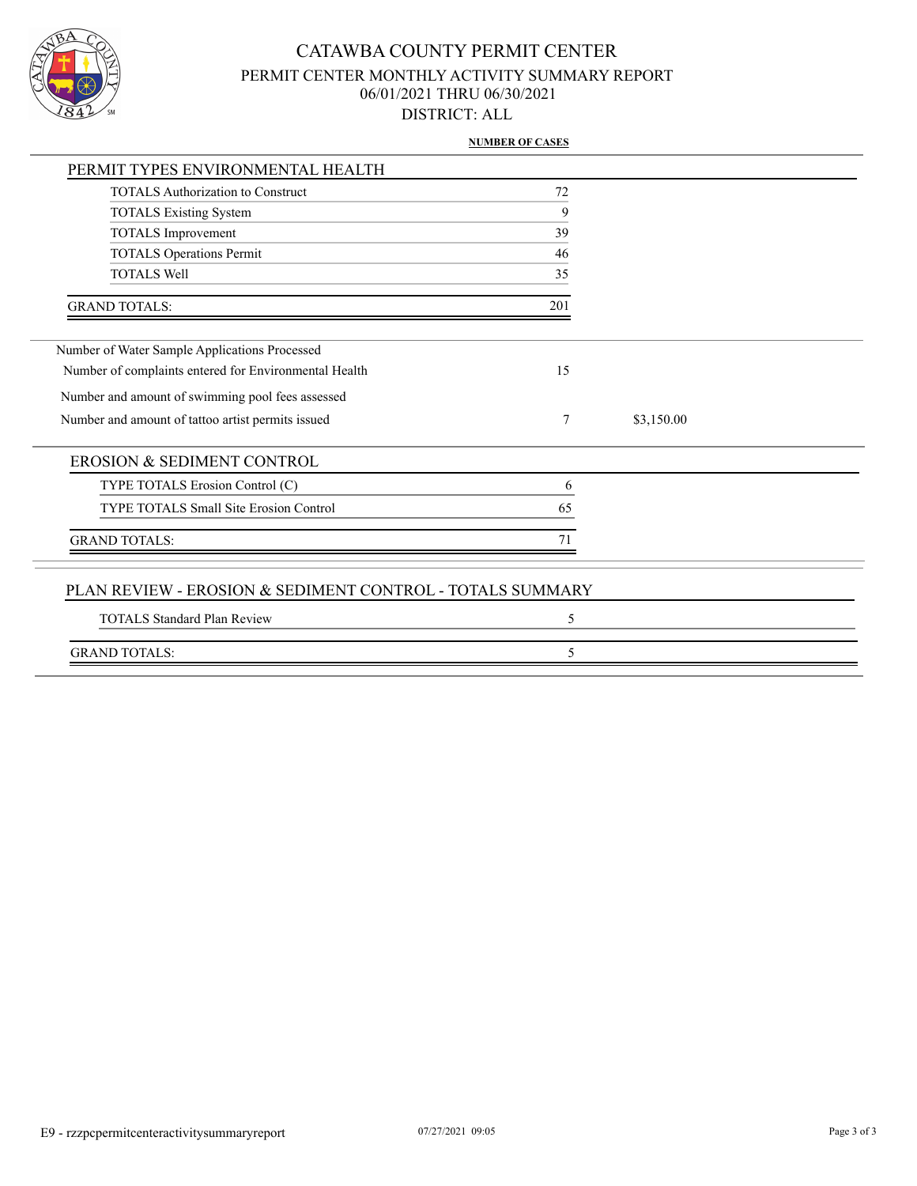# CATAWBA COUNTY PERMIT CENTER

## PERMIT CENTER MONTHLY ACTIVITY SUMMARY REPORT

06/01/2021 THRU 06/30/2021

DISTRICT: ALL

### PERMIT TYPES ENVIRONMENTAL HEALTH

| | NUMBER OF CASES |
|---|---|
| TOTALS Authorization to Construct | 72 |
| TOTALS Existing System | 9 |
| TOTALS Improvement | 39 |
| TOTALS Operations Permit | 46 |
| TOTALS Well | 35 |
| GRAND TOTALS: | 201 |

| | | |
|---|---|---|
| Number of Water Sample Applications Processed | | |
| Number of complaints entered for Environmental Health | 15 | |
| Number and amount of swimming pool fees assessed | | |
| Number and amount of tattoo artist permits issued | 7 | $3,150.00 |

### EROSION & SEDIMENT CONTROL

| | |
|---|---|
| TYPE TOTALS Erosion Control (C) | 6 |
| TYPE TOTALS Small Site Erosion Control | 65 |
| GRAND TOTALS: | 71 |

### PLAN REVIEW - EROSION & SEDIMENT CONTROL - TOTALS SUMMARY

| | |
|---|---|
| TOTALS Standard Plan Review | 5 |
| GRAND TOTALS: | 5 |

E9 - rzzpcpermitcenteractivitysummaryreport 07/27/2021 09:05